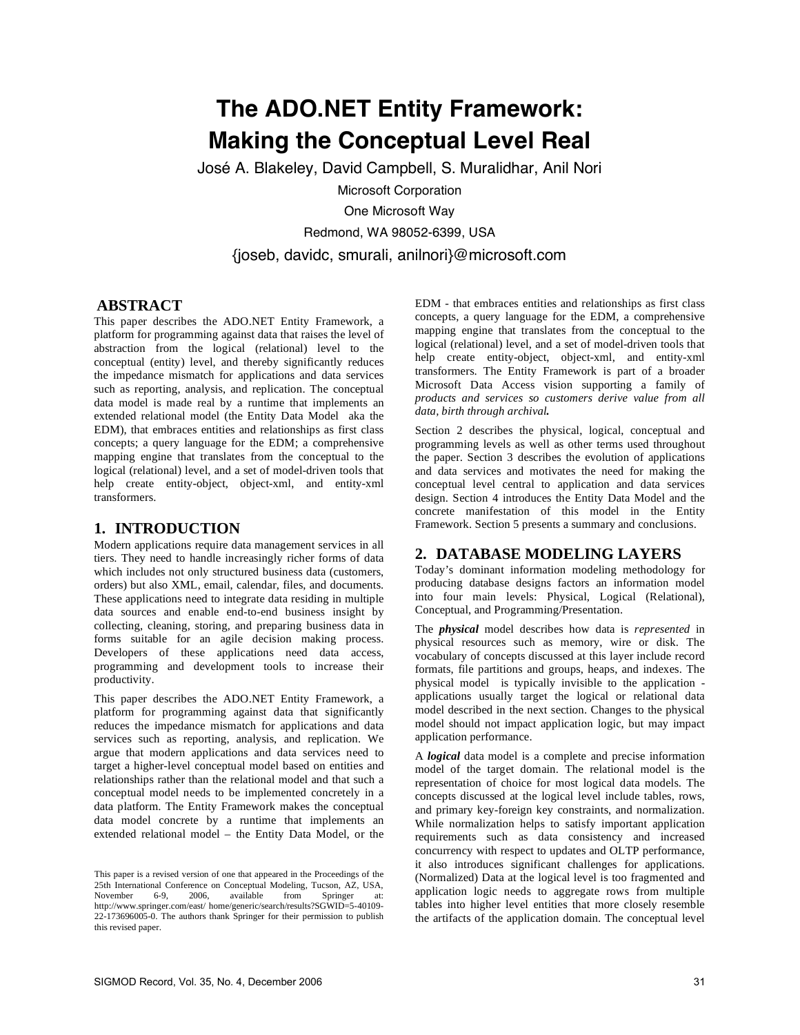# The ADO.NET Entity Framework: Making the Conceptual Level Real

José A. Blakeley, David Campbell, S. Muralidhar, Anil Nori

Microsoft Corporation

One Microsoft Way

Redmond, WA 98052-6399, USA

{joseb, davidc, smurali, anilnori}@microsoft.com

## ABSTRACT

This paper describes the ADO.NET Entity Framework, a platform for programming against data that raises the level of abstraction from the logical (relational) level to the conceptual (entity) level, and thereby significantly reduces the impedance mismatch for applications and data services such as reporting, analysis, and replication. The conceptual data model is made real by a runtime that implements an extended relational model (the Entity Data Model aka the EDM), that embraces entities and relationships as first class concepts; a query language for the EDM; a comprehensive mapping engine that translates from the conceptual to the logical (relational) level, and a set of model-driven tools that help create entity-object, object-xml, and entity-xml transformers.

## 1. INTRODUCTION

Modern applications require data management services in all tiers. They need to handle increasingly richer forms of data which includes not only structured business data (customers, orders) but also XML, email, calendar, files, and documents. These applications need to integrate data residing in multiple data sources and enable end-to-end business insight by collecting, cleaning, storing, and preparing business data in forms suitable for an agile decision making process. Developers of these applications need data access, programming and development tools to increase their productivity.

This paper describes the ADO.NET Entity Framework, a platform for programming against data that significantly reduces the impedance mismatch for applications and data services such as reporting, analysis, and replication. We argue that modern applications and data services need to target a higher-level conceptual model based on entities and relationships rather than the relational model and that such a conceptual model needs to be implemented concretely in a data platform. The Entity Framework makes the conceptual data model concrete by a runtime that implements an extended relational model – the Entity Data Model, or the EDM - that embraces entities and relationships as first class concepts, a query language for the EDM, a comprehensive mapping engine that translates from the conceptual to the logical (relational) level, and a set of model-driven tools that help create entity-object, object-xml, and entity-xml transformers. The Entity Framework is part of a broader Microsoft Data Access vision supporting a family of *products and services so customers derive value from all data, birth through archival.*

Section 2 describes the physical, logical, conceptual and programming levels as well as other terms used throughout the paper. Section 3 describes the evolution of applications and data services and motivates the need for making the conceptual level central to application and data services design. Section 4 introduces the Entity Data Model and the concrete manifestation of this model in the Entity Framework. Section 5 presents a summary and conclusions.

This paper is a revised version of one that appeared in the Proceedings of the 25th International Conference on Conceptual Modeling, Tucson, AZ, USA, November 6-9, 2006, available from Springer at: http://www.springer.com/east/ home/generic/search/results?SGWID=5-40109-22-173696005-0. The authors thank Springer for their permission to publish this revised paper.

## 2. DATABASE MODELING LAYERS

Today's dominant information modeling methodology for producing database designs factors an information model into four main levels: Physical, Logical (Relational), Conceptual, and Programming/Presentation.

The ***physical*** model describes how data is *represented* in physical resources such as memory, wire or disk. The vocabulary of concepts discussed at this layer include record formats, file partitions and groups, heaps, and indexes. The physical model is typically invisible to the application - applications usually target the logical or relational data model described in the next section. Changes to the physical model should not impact application logic, but may impact application performance.

A ***logical*** data model is a complete and precise information model of the target domain. The relational model is the representation of choice for most logical data models. The concepts discussed at the logical level include tables, rows, and primary key-foreign key constraints, and normalization. While normalization helps to satisfy important application requirements such as data consistency and increased concurrency with respect to updates and OLTP performance, it also introduces significant challenges for applications. (Normalized) Data at the logical level is too fragmented and application logic needs to aggregate rows from multiple tables into higher level entities that more closely resemble the artifacts of the application domain. The conceptual level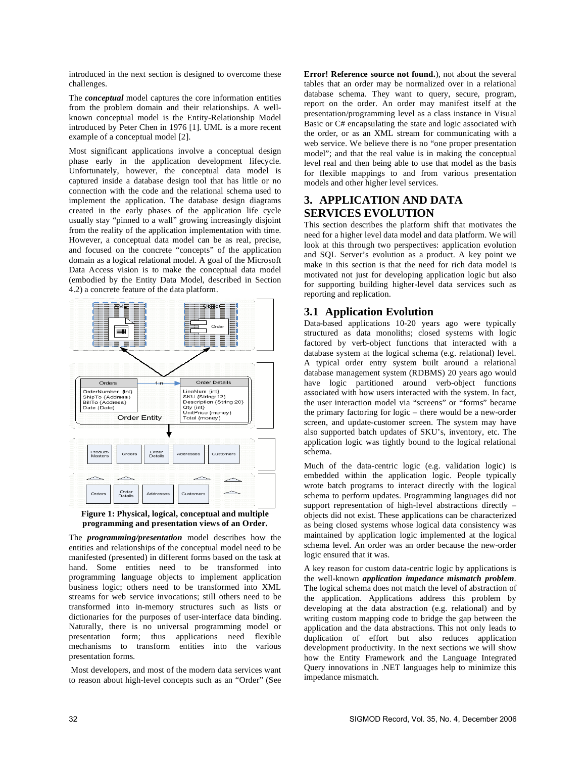introduced in the next section is designed to overcome these challenges.

The ***conceptual*** model captures the core information entities from the problem domain and their relationships. A well-known conceptual model is the Entity-Relationship Model introduced by Peter Chen in 1976 [1]. UML is a more recent example of a conceptual model [2].

Most significant applications involve a conceptual design phase early in the application development lifecycle. Unfortunately, however, the conceptual data model is captured inside a database design tool that has little or no connection with the code and the relational schema used to implement the application. The database design diagrams created in the early phases of the application life cycle usually stay "pinned to a wall" growing increasingly disjoint from the reality of the application implementation with time. However, a conceptual data model can be as real, precise, and focused on the concrete "concepts" of the application domain as a logical relational model. A goal of the Microsoft Data Access vision is to make the conceptual data model (embodied by the Entity Data Model, described in Section 4.2) a concrete feature of the data platform.

**Figure 1: Physical, logical, conceptual and multiple programming and presentation views of an Order.**

The ***programming/presentation*** model describes how the entities and relationships of the conceptual model need to be manifested (presented) in different forms based on the task at hand. Some entities need to be transformed into programming language objects to implement application business logic; others need to be transformed into XML streams for web service invocations; still others need to be transformed into in-memory structures such as lists or dictionaries for the purposes of user-interface data binding. Naturally, there is no universal programming model or presentation form; thus applications need flexible mechanisms to transform entities into the various presentation forms.

Most developers, and most of the modern data services want to reason about high-level concepts such as an "Order" (See **Error! Reference source not found.**), not about the several tables that an order may be normalized over in a relational database schema. They want to query, secure, program, report on the order. An order may manifest itself at the presentation/programming level as a class instance in Visual Basic or C# encapsulating the state and logic associated with the order, or as an XML stream for communicating with a web service. We believe there is no "one proper presentation model"; and that the real value is in making the conceptual level real and then being able to use that model as the basis for flexible mappings to and from various presentation models and other higher level services.

# 3. APPLICATION AND DATA SERVICES EVOLUTION

This section describes the platform shift that motivates the need for a higher level data model and data platform. We will look at this through two perspectives: application evolution and SQL Server's evolution as a product. A key point we make in this section is that the need for rich data model is motivated not just for developing application logic but also for supporting building higher-level data services such as reporting and replication.

## 3.1 Application Evolution

Data-based applications 10-20 years ago were typically structured as data monoliths; closed systems with logic factored by verb-object functions that interacted with a database system at the logical schema (e.g. relational) level. A typical order entry system built around a relational database management system (RDBMS) 20 years ago would have logic partitioned around verb-object functions associated with how users interacted with the system. In fact, the user interaction model via "screens" or "forms" became the primary factoring for logic – there would be a new-order screen, and update-customer screen. The system may have also supported batch updates of SKU's, inventory, etc. The application logic was tightly bound to the logical relational schema.

Much of the data-centric logic (e.g. validation logic) is embedded within the application logic. People typically wrote batch programs to interact directly with the logical schema to perform updates. Programming languages did not support representation of high-level abstractions directly – objects did not exist. These applications can be characterized as being closed systems whose logical data consistency was maintained by application logic implemented at the logical schema level. An order was an order because the new-order logic ensured that it was.

A key reason for custom data-centric logic by applications is the well-known ***application impedance mismatch problem***. The logical schema does not match the level of abstraction of the application. Applications address this problem by developing at the data abstraction (e.g. relational) and by writing custom mapping code to bridge the gap between the application and the data abstractions. This not only leads to duplication of effort but also reduces application development productivity. In the next sections we will show how the Entity Framework and the Language Integrated Query innovations in .NET languages help to minimize this impedance mismatch.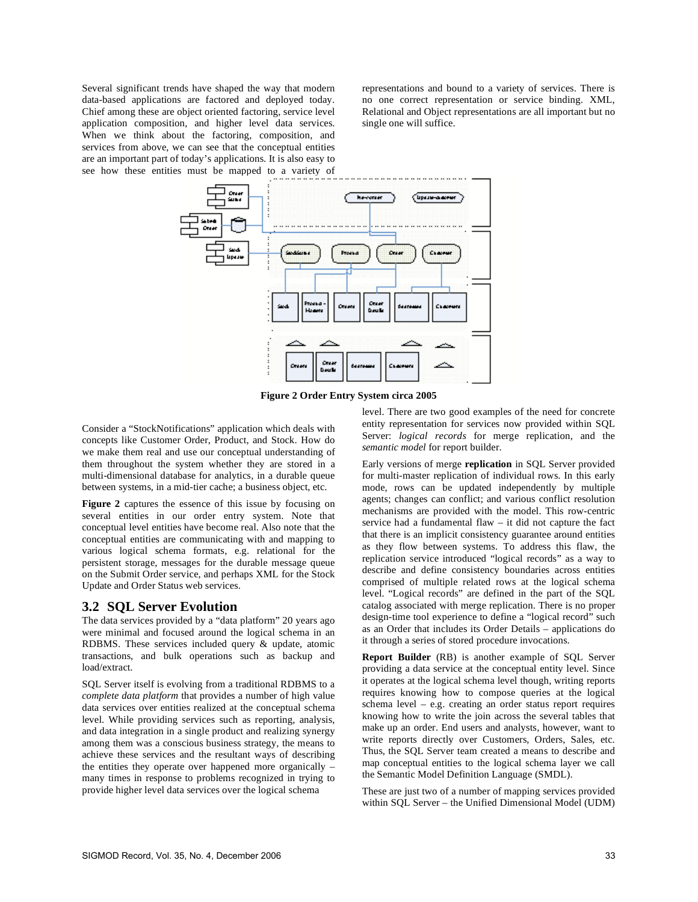Several significant trends have shaped the way that modern data-based applications are factored and deployed today. Chief among these are object oriented factoring, service level application composition, and higher level data services. When we think about the factoring, composition, and services from above, we can see that the conceptual entities are an important part of today's applications. It is also easy to see how these entities must be mapped to a variety of representations and bound to a variety of services. There is no one correct representation or service binding. XML, Relational and Object representations are all important but no single one will suffice.

**Figure 2 Order Entry System circa 2005**

Consider a "StockNotifications" application which deals with concepts like Customer Order, Product, and Stock. How do we make them real and use our conceptual understanding of them throughout the system whether they are stored in a multi-dimensional database for analytics, in a durable queue between systems, in a mid-tier cache; a business object, etc.

**Figure 2** captures the essence of this issue by focusing on several entities in our order entry system. Note that conceptual level entities have become real. Also note that the conceptual entities are communicating with and mapping to various logical schema formats, e.g. relational for the persistent storage, messages for the durable message queue on the Submit Order service, and perhaps XML for the Stock Update and Order Status web services.

## 3.2 SQL Server Evolution

The data services provided by a "data platform" 20 years ago were minimal and focused around the logical schema in an RDBMS. These services included query & update, atomic transactions, and bulk operations such as backup and load/extract.

SQL Server itself is evolving from a traditional RDBMS to a *complete data platform* that provides a number of high value data services over entities realized at the conceptual schema level. While providing services such as reporting, analysis, and data integration in a single product and realizing synergy among them was a conscious business strategy, the means to achieve these services and the resultant ways of describing the entities they operate over happened more organically – many times in response to problems recognized in trying to provide higher level data services over the logical schema level. There are two good examples of the need for concrete entity representation for services now provided within SQL Server: *logical records* for merge replication, and the *semantic model* for report builder.

Early versions of merge **replication** in SQL Server provided for multi-master replication of individual rows. In this early mode, rows can be updated independently by multiple agents; changes can conflict; and various conflict resolution mechanisms are provided with the model. This row-centric service had a fundamental flaw – it did not capture the fact that there is an implicit consistency guarantee around entities as they flow between systems. To address this flaw, the replication service introduced "logical records" as a way to describe and define consistency boundaries across entities comprised of multiple related rows at the logical schema level. "Logical records" are defined in the part of the SQL catalog associated with merge replication. There is no proper design-time tool experience to define a "logical record" such as an Order that includes its Order Details – applications do it through a series of stored procedure invocations.

**Report Builder** (RB) is another example of SQL Server providing a data service at the conceptual entity level. Since it operates at the logical schema level though, writing reports requires knowing how to compose queries at the logical schema level – e.g. creating an order status report requires knowing how to write the join across the several tables that make up an order. End users and analysts, however, want to write reports directly over Customers, Orders, Sales, etc. Thus, the SQL Server team created a means to describe and map conceptual entities to the logical schema layer we call the Semantic Model Definition Language (SMDL).

These are just two of a number of mapping services provided within SQL Server – the Unified Dimensional Model (UDM)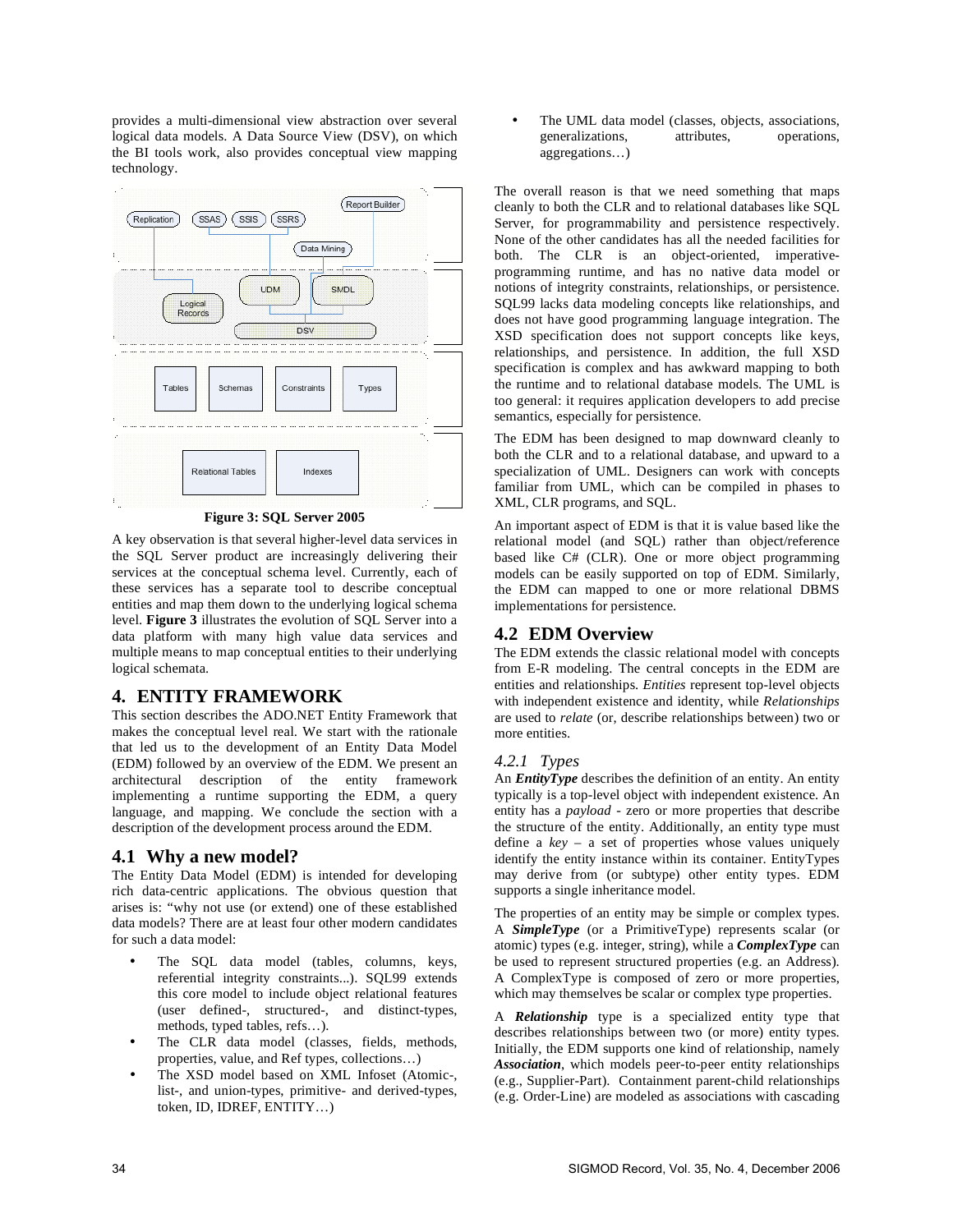provides a multi-dimensional view abstraction over several logical data models. A Data Source View (DSV), on which the BI tools work, also provides conceptual view mapping technology.

Replication
SSAS
SSIS
SSRS
Report Builder
Data Mining
Logical Records
UDM
SMDL
DSV
Tables
Schemas
Constraints
Types
Relational Tables
Indexes

**Figure 3: SQL Server 2005**

A key observation is that several higher-level data services in the SQL Server product are increasingly delivering their services at the conceptual schema level. Currently, each of these services has a separate tool to describe conceptual entities and map them down to the underlying logical schema level. **Figure 3** illustrates the evolution of SQL Server into a data platform with many high value data services and multiple means to map conceptual entities to their underlying logical schemata.

# 4. ENTITY FRAMEWORK

This section describes the ADO.NET Entity Framework that makes the conceptual level real. We start with the rationale that led us to the development of an Entity Data Model (EDM) followed by an overview of the EDM. We present an architectural description of the entity framework implementing a runtime supporting the EDM, a query language, and mapping. We conclude the section with a description of the development process around the EDM.

## 4.1 Why a new model?

The Entity Data Model (EDM) is intended for developing rich data-centric applications. The obvious question that arises is: "why not use (or extend) one of these established data models? There are at least four other modern candidates for such a data model:

- The SQL data model (tables, columns, keys, referential integrity constraints...). SQL99 extends this core model to include object relational features (user defined-, structured-, and distinct-types, methods, typed tables, refs…).
- The CLR data model (classes, fields, methods, properties, value, and Ref types, collections…)
- The XSD model based on XML Infoset (Atomic-, list-, and union-types, primitive- and derived-types, token, ID, IDREF, ENTITY…)
- The UML data model (classes, objects, associations, generalizations, attributes, operations, aggregations…)

The overall reason is that we need something that maps cleanly to both the CLR and to relational databases like SQL Server, for programmability and persistence respectively. None of the other candidates has all the needed facilities for both. The CLR is an object-oriented, imperative-programming runtime, and has no native data model or notions of integrity constraints, relationships, or persistence. SQL99 lacks data modeling concepts like relationships, and does not have good programming language integration. The XSD specification does not support concepts like keys, relationships, and persistence. In addition, the full XSD specification is complex and has awkward mapping to both the runtime and to relational database models. The UML is too general: it requires application developers to add precise semantics, especially for persistence.

The EDM has been designed to map downward cleanly to both the CLR and to a relational database, and upward to a specialization of UML. Designers can work with concepts familiar from UML, which can be compiled in phases to XML, CLR programs, and SQL.

An important aspect of EDM is that it is value based like the relational model (and SQL) rather than object/reference based like C# (CLR). One or more object programming models can be easily supported on top of EDM. Similarly, the EDM can mapped to one or more relational DBMS implementations for persistence.

## 4.2 EDM Overview

The EDM extends the classic relational model with concepts from E-R modeling. The central concepts in the EDM are entities and relationships. *Entities* represent top-level objects with independent existence and identity, while *Relationships* are used to *relate* (or, describe relationships between) two or more entities.

### 4.2.1 Types

An ***EntityType*** describes the definition of an entity. An entity typically is a top-level object with independent existence. An entity has a *payload* - zero or more properties that describe the structure of the entity. Additionally, an entity type must define a *key* – a set of properties whose values uniquely identify the entity instance within its container. EntityTypes may derive from (or subtype) other entity types. EDM supports a single inheritance model.

The properties of an entity may be simple or complex types. A ***SimpleType*** (or a PrimitiveType) represents scalar (or atomic) types (e.g. integer, string), while a ***ComplexType*** can be used to represent structured properties (e.g. an Address). A ComplexType is composed of zero or more properties, which may themselves be scalar or complex type properties.

A ***Relationship*** type is a specialized entity type that describes relationships between two (or more) entity types. Initially, the EDM supports one kind of relationship, namely ***Association***, which models peer-to-peer entity relationships (e.g., Supplier-Part). Containment parent-child relationships (e.g. Order-Line) are modeled as associations with cascading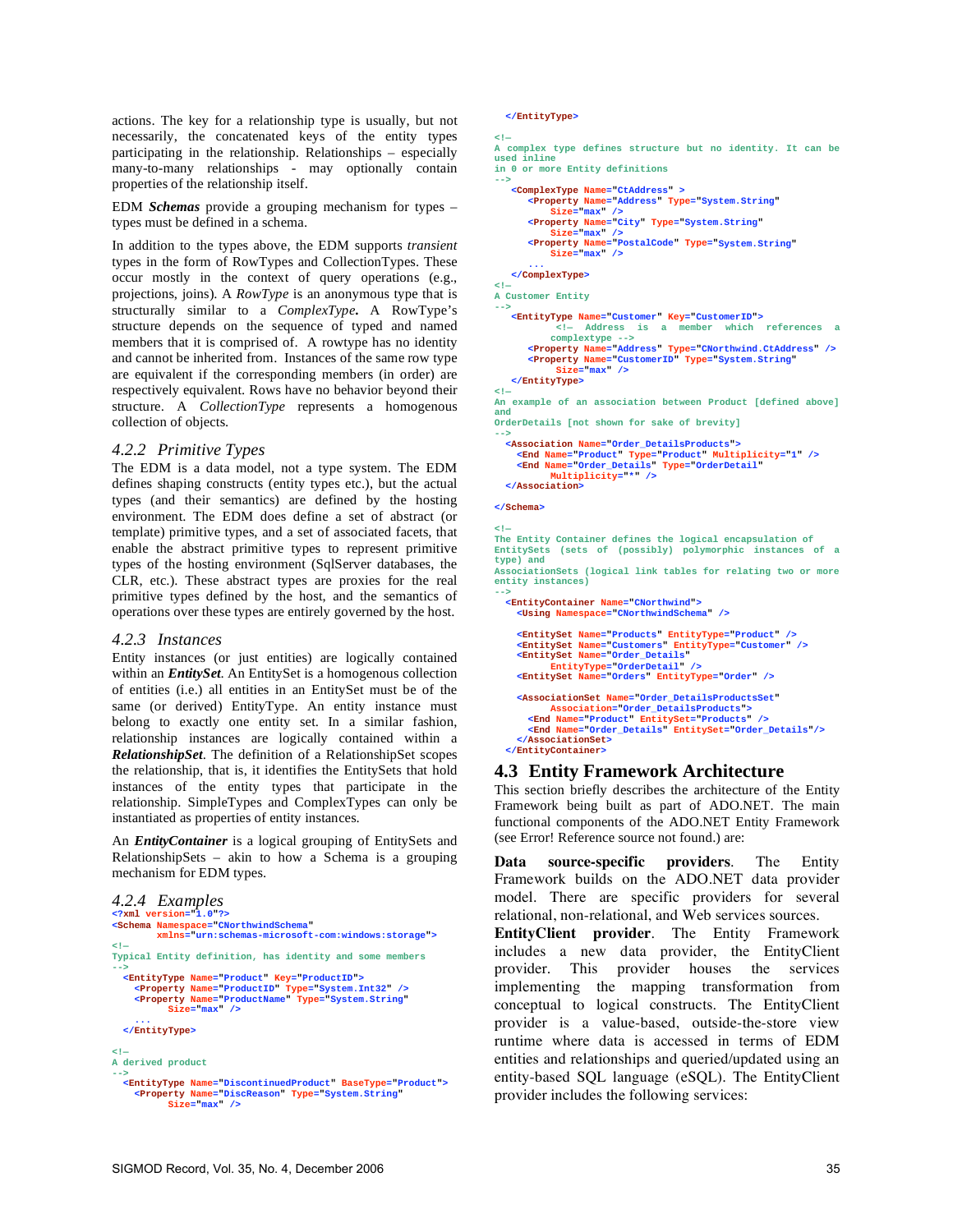actions. The key for a relationship type is usually, but not necessarily, the concatenated keys of the entity types participating in the relationship. Relationships – especially many-to-many relationships - may optionally contain properties of the relationship itself.

EDM ***Schemas*** provide a grouping mechanism for types – types must be defined in a schema.

In addition to the types above, the EDM supports *transient* types in the form of RowTypes and CollectionTypes. These occur mostly in the context of query operations (e.g., projections, joins). A *RowType* is an anonymous type that is structurally similar to a *ComplexType.* A RowType's structure depends on the sequence of typed and named members that it is comprised of. A rowtype has no identity and cannot be inherited from. Instances of the same row type are equivalent if the corresponding members (in order) are respectively equivalent. Rows have no behavior beyond their structure. A *CollectionType* represents a homogenous collection of objects.

### *4.2.2 Primitive Types*

The EDM is a data model, not a type system. The EDM defines shaping constructs (entity types etc.), but the actual types (and their semantics) are defined by the hosting environment. The EDM does define a set of abstract (or template) primitive types, and a set of associated facets, that enable the abstract primitive types to represent primitive types of the hosting environment (SqlServer databases, the CLR, etc.). These abstract types are proxies for the real primitive types defined by the host, and the semantics of operations over these types are entirely governed by the host.

### *4.2.3 Instances*

Entity instances (or just entities) are logically contained within an ***EntitySet***. An EntitySet is a homogenous collection of entities (i.e.) all entities in an EntitySet must be of the same (or derived) EntityType. An entity instance must belong to exactly one entity set. In a similar fashion, relationship instances are logically contained within a ***RelationshipSet***. The definition of a RelationshipSet scopes the relationship, that is, it identifies the EntitySets that hold instances of the entity types that participate in the relationship. SimpleTypes and ComplexTypes can only be instantiated as properties of entity instances.

An ***EntityContainer*** is a logical grouping of EntitySets and RelationshipSets – akin to how a Schema is a grouping mechanism for EDM types.

### *4.2.4 Examples*

```
<?xml version="1.0"?>
<Schema Namespace="CNorthwindSchema"
        xmlns="urn:schemas-microsoft-com:windows:storage">
<!—
Typical Entity definition, has identity and some members
-->
  <EntityType Name="Product" Key="ProductID">
    <Property Name="ProductID" Type="System.Int32" />
    <Property Name="ProductName" Type="System.String"
          Size="max" />
    ...
  </EntityType>

<!—
A derived product
-->
  <EntityType Name="DiscontinuedProduct" BaseType="Product">
    <Property Name="DiscReason" Type="System.String"
          Size="max" />
  </EntityType>

<!—
A complex type defines structure but no identity. It can be
used inline
in 0 or more Entity definitions
-->
   <ComplexType Name="CtAddress" >
      <Property Name="Address" Type="System.String"
          Size="max" />
      <Property Name="City" Type="System.String"
          Size="max" />
      <Property Name="PostalCode" Type="System.String"
          Size="max" />
      ...
   </ComplexType>
<!—
A Customer Entity
-->
   <EntityType Name="Customer" Key="CustomerID">
          <!— Address is a member which references a
          complextype -->
      <Property Name="Address" Type="CNorthwind.CtAddress" />
      <Property Name="CustomerID" Type="System.String"
          Size="max" />
   </EntityType>
<!—
An example of an association between Product [defined above]
and
OrderDetails [not shown for sake of brevity]
-->
  <Association Name="Order_DetailsProducts">
    <End Name="Product" Type="Product" Multiplicity="1" />
    <End Name="Order_Details" Type="OrderDetail"
          Multiplicity="*" />
  </Association>

</Schema>

<!—
The Entity Container defines the logical encapsulation of
EntitySets (sets of (possibly) polymorphic instances of a
type) and
AssociationSets (logical link tables for relating two or more
entity instances)
-->
  <EntityContainer Name="CNorthwind">
    <Using Namespace="CNorthwindSchema" />

    <EntitySet Name="Products" EntityType="Product" />
    <EntitySet Name="Customers" EntityType="Customer" />
    <EntitySet Name="Order_Details"
          EntityType="OrderDetail" />
    <EntitySet Name="Orders" EntityType="Order" />

    <AssociationSet Name="Order_DetailsProductsSet"
          Association="Order_DetailsProducts">
      <End Name="Product" EntitySet="Products" />
      <End Name="Order_Details" EntitySet="Order_Details"/>
    </AssociationSet>
  </EntityContainer>
```

## 4.3 Entity Framework Architecture

This section briefly describes the architecture of the Entity Framework being built as part of ADO.NET. The main functional components of the ADO.NET Entity Framework (see Error! Reference source not found.) are:

**Data source-specific providers**. The Entity Framework builds on the ADO.NET data provider model. There are specific providers for several relational, non-relational, and Web services sources.

**EntityClient provider**. The Entity Framework includes a new data provider, the EntityClient provider. This provider houses the services implementing the mapping transformation from conceptual to logical constructs. The EntityClient provider is a value-based, outside-the-store view runtime where data is accessed in terms of EDM entities and relationships and queried/updated using an entity-based SQL language (eSQL). The EntityClient provider includes the following services: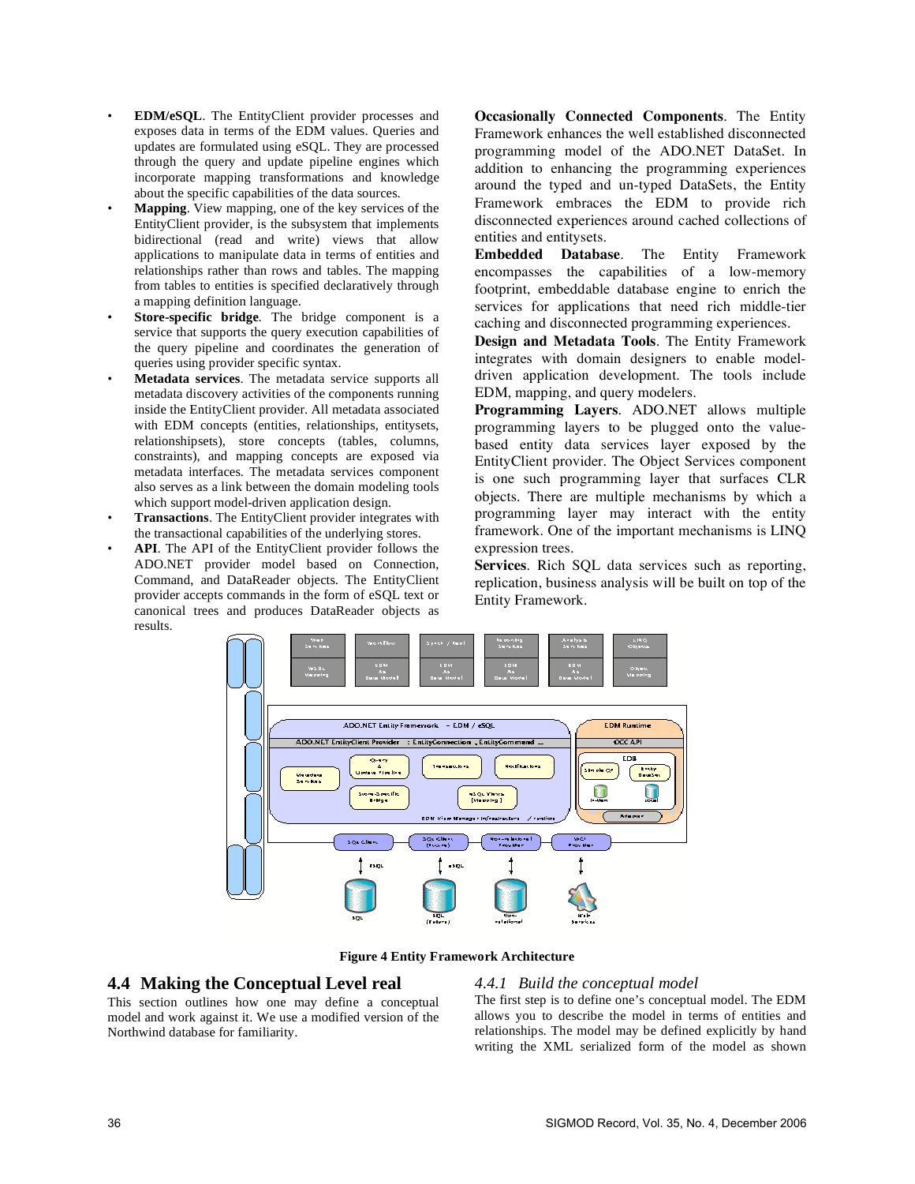- **EDM/eSQL**. The EntityClient provider processes and exposes data in terms of the EDM values. Queries and updates are formulated using eSQL. They are processed through the query and update pipeline engines which incorporate mapping transformations and knowledge about the specific capabilities of the data sources.
- **Mapping**. View mapping, one of the key services of the EntityClient provider, is the subsystem that implements bidirectional (read and write) views that allow applications to manipulate data in terms of entities and relationships rather than rows and tables. The mapping from tables to entities is specified declaratively through a mapping definition language.
- **Store-specific bridge**. The bridge component is a service that supports the query execution capabilities of the query pipeline and coordinates the generation of queries using provider specific syntax.
- **Metadata services**. The metadata service supports all metadata discovery activities of the components running inside the EntityClient provider. All metadata associated with EDM concepts (entities, relationships, entitysets, relationshipsets), store concepts (tables, columns, constraints), and mapping concepts are exposed via metadata interfaces. The metadata services component also serves as a link between the domain modeling tools which support model-driven application design.
- **Transactions**. The EntityClient provider integrates with the transactional capabilities of the underlying stores.
- **API**. The API of the EntityClient provider follows the ADO.NET provider model based on Connection, Command, and DataReader objects. The EntityClient provider accepts commands in the form of eSQL text or canonical trees and produces DataReader objects as results.

**Occasionally Connected Components**. The Entity Framework enhances the well established disconnected programming model of the ADO.NET DataSet. In addition to enhancing the programming experiences around the typed and un-typed DataSets, the Entity Framework embraces the EDM to provide rich disconnected experiences around cached collections of entities and entitysets.

**Embedded Database**. The Entity Framework encompasses the capabilities of a low-memory footprint, embeddable database engine to enrich the services for applications that need rich middle-tier caching and disconnected programming experiences.

**Design and Metadata Tools**. The Entity Framework integrates with domain designers to enable model-driven application development. The tools include EDM, mapping, and query modelers.

**Programming Layers**. ADO.NET allows multiple programming layers to be plugged onto the value-based entity data services layer exposed by the EntityClient provider. The Object Services component is one such programming layer that surfaces CLR objects. There are multiple mechanisms by which a programming layer may interact with the entity framework. One of the important mechanisms is LINQ expression trees.

**Services**. Rich SQL data services such as reporting, replication, business analysis will be built on top of the Entity Framework.

**Figure 4 Entity Framework Architecture**

## 4.4 Making the Conceptual Level real

This section outlines how one may define a conceptual model and work against it. We use a modified version of the Northwind database for familiarity.

### *4.4.1 Build the conceptual model*

The first step is to define one's conceptual model. The EDM allows you to describe the model in terms of entities and relationships. The model may be defined explicitly by hand writing the XML serialized form of the model as shown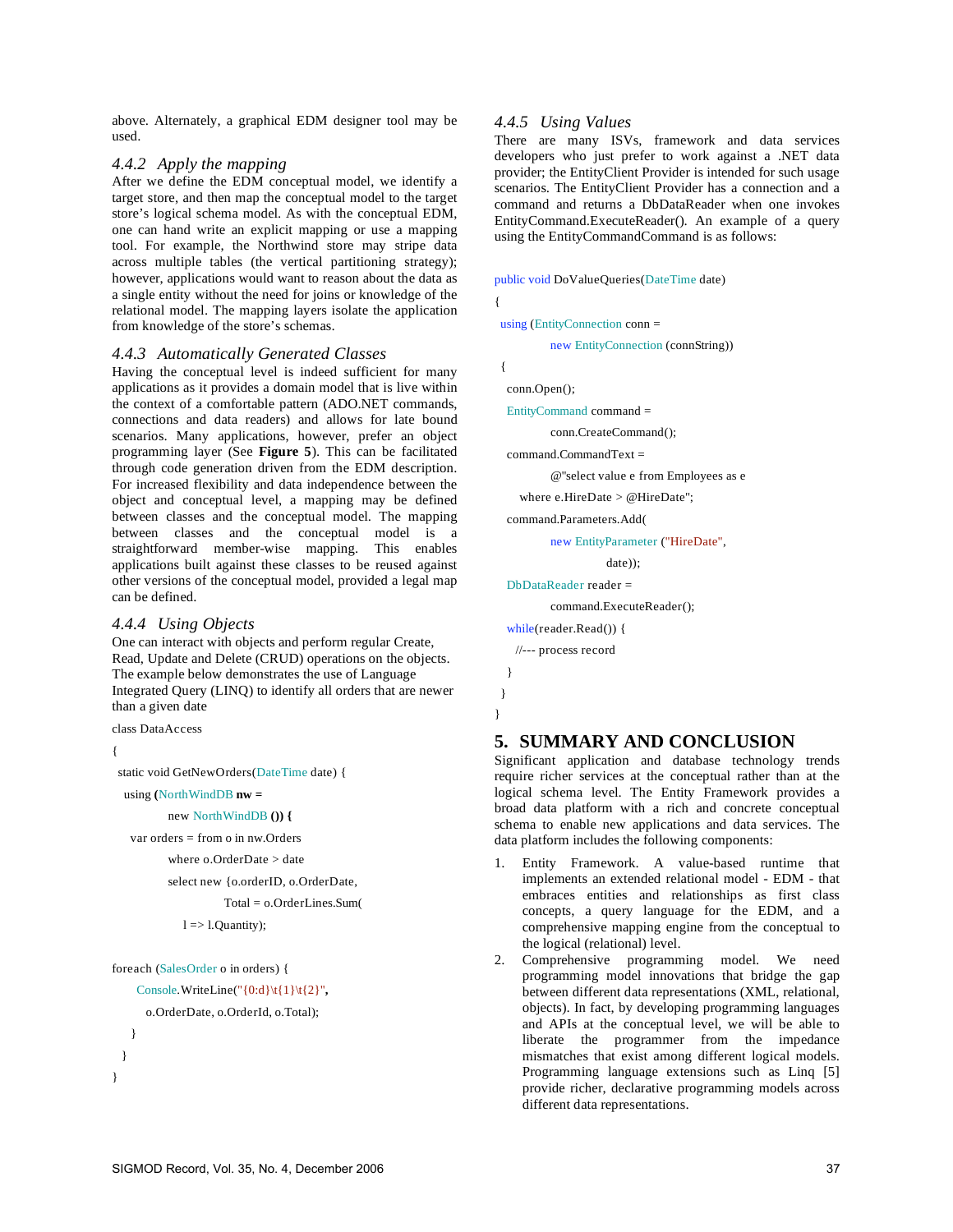above. Alternately, a graphical EDM designer tool may be used.

### 4.4.2 Apply the mapping

After we define the EDM conceptual model, we identify a target store, and then map the conceptual model to the target store's logical schema model. As with the conceptual EDM, one can hand write an explicit mapping or use a mapping tool. For example, the Northwind store may stripe data across multiple tables (the vertical partitioning strategy); however, applications would want to reason about the data as a single entity without the need for joins or knowledge of the relational model. The mapping layers isolate the application from knowledge of the store's schemas.

### 4.4.3 Automatically Generated Classes

Having the conceptual level is indeed sufficient for many applications as it provides a domain model that is live within the context of a comfortable pattern (ADO.NET commands, connections and data readers) and allows for late bound scenarios. Many applications, however, prefer an object programming layer (See **Figure 5**). This can be facilitated through code generation driven from the EDM description. For increased flexibility and data independence between the object and conceptual level, a mapping may be defined between classes and the conceptual model. The mapping between classes and the conceptual model is a straightforward member-wise mapping. This enables applications built against these classes to be reused against other versions of the conceptual model, provided a legal map can be defined.

### 4.4.4 Using Objects

One can interact with objects and perform regular Create, Read, Update and Delete (CRUD) operations on the objects. The example below demonstrates the use of Language Integrated Query (LINQ) to identify all orders that are newer than a given date

```
class DataAccess
{
  static void GetNewOrders(DateTime date) {
    using (NorthWindDB nw =
              new NorthWindDB ()) {
      var orders = from o in nw.Orders
              where o.OrderDate > date
              select new {o.orderID, o.OrderDate,
                         Total = o.OrderLines.Sum(
                    l => l.Quantity);

foreach (SalesOrder o in orders) {
       Console.WriteLine("{0:d}\t{1}\t{2}",
         o.OrderDate, o.OrderId, o.Total);
     }
   }
}
```

### 4.4.5 Using Values

There are many ISVs, framework and data services developers who just prefer to work against a .NET data provider; the EntityClient Provider is intended for such usage scenarios. The EntityClient Provider has a connection and a command and returns a DbDataReader when one invokes EntityCommand.ExecuteReader(). An example of a query using the EntityCommandCommand is as follows:

```
public void DoValueQueries(DateTime date)
{
  using (EntityConnection conn =
              new EntityConnection (connString))
  {
    conn.Open();
    EntityCommand command =
              conn.CreateCommand();
    command.CommandText =
              @"select value e from Employees as e
       where e.HireDate > @HireDate";
    command.Parameters.Add(
              new EntityParameter ("HireDate",
                          date));
    DbDataReader reader =
              command.ExecuteReader();
    while(reader.Read()) {
      //--- process record
    }
  }
}
```

## 5. SUMMARY AND CONCLUSION

Significant application and database technology trends require richer services at the conceptual rather than at the logical schema level. The Entity Framework provides a broad data platform with a rich and concrete conceptual schema to enable new applications and data services. The data platform includes the following components:

1. Entity Framework. A value-based runtime that implements an extended relational model - EDM - that embraces entities and relationships as first class concepts, a query language for the EDM, and a comprehensive mapping engine from the conceptual to the logical (relational) level.
2. Comprehensive programming model. We need programming model innovations that bridge the gap between different data representations (XML, relational, objects). In fact, by developing programming languages and APIs at the conceptual level, we will be able to liberate the programmer from the impedance mismatches that exist among different logical models. Programming language extensions such as Linq [5] provide richer, declarative programming models across different data representations.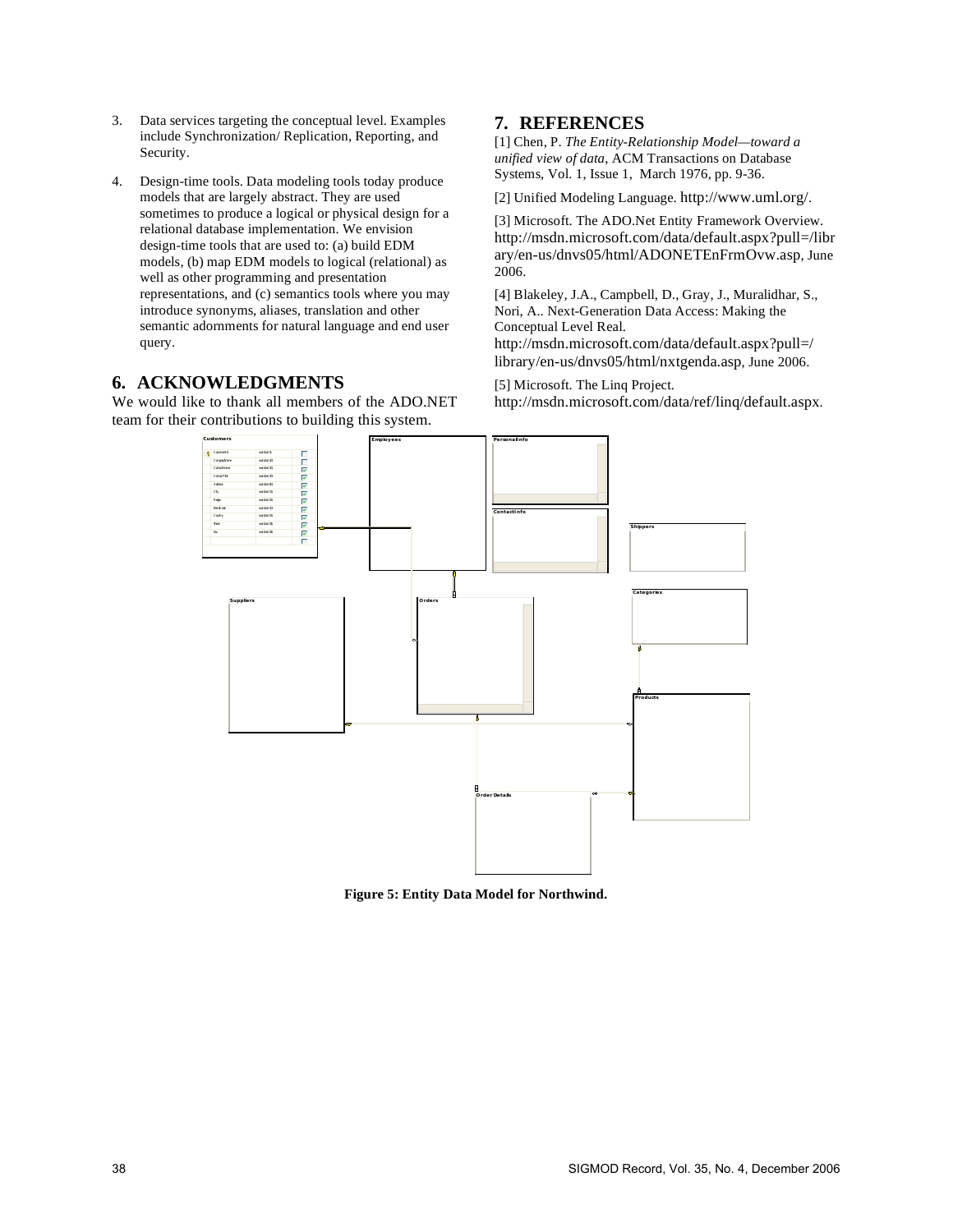3. Data services targeting the conceptual level. Examples include Synchronization/ Replication, Reporting, and Security.

4. Design-time tools. Data modeling tools today produce models that are largely abstract. They are used sometimes to produce a logical or physical design for a relational database implementation. We envision design-time tools that are used to: (a) build EDM models, (b) map EDM models to logical (relational) as well as other programming and presentation representations, and (c) semantics tools where you may introduce synonyms, aliases, translation and other semantic adornments for natural language and end user query.

## 6. ACKNOWLEDGMENTS

We would like to thank all members of the ADO.NET team for their contributions to building this system.

## 7. REFERENCES

[1] Chen, P. *The Entity-Relationship Model—toward a unified view of data*, ACM Transactions on Database Systems, Vol. 1, Issue 1, March 1976, pp. 9-36.

[2] Unified Modeling Language. http://www.uml.org/.

[3] Microsoft. The ADO.Net Entity Framework Overview. http://msdn.microsoft.com/data/default.aspx?pull=/library/en-us/dnvs05/html/ADONETEnFrmOvw.asp, June 2006.

[4] Blakeley, J.A., Campbell, D., Gray, J., Muralidhar, S., Nori, A.. Next-Generation Data Access: Making the Conceptual Level Real. http://msdn.microsoft.com/data/default.aspx?pull=/library/en-us/dnvs05/html/nxtgenda.asp, June 2006.

[5] Microsoft. The Linq Project. http://msdn.microsoft.com/data/ref/linq/default.aspx.

Customers

Employees

PersonalInfo

ContactInfo

Shippers

Categories

Suppliers

Orders

Products

Order Details

**Figure 5: Entity Data Model for Northwind.**